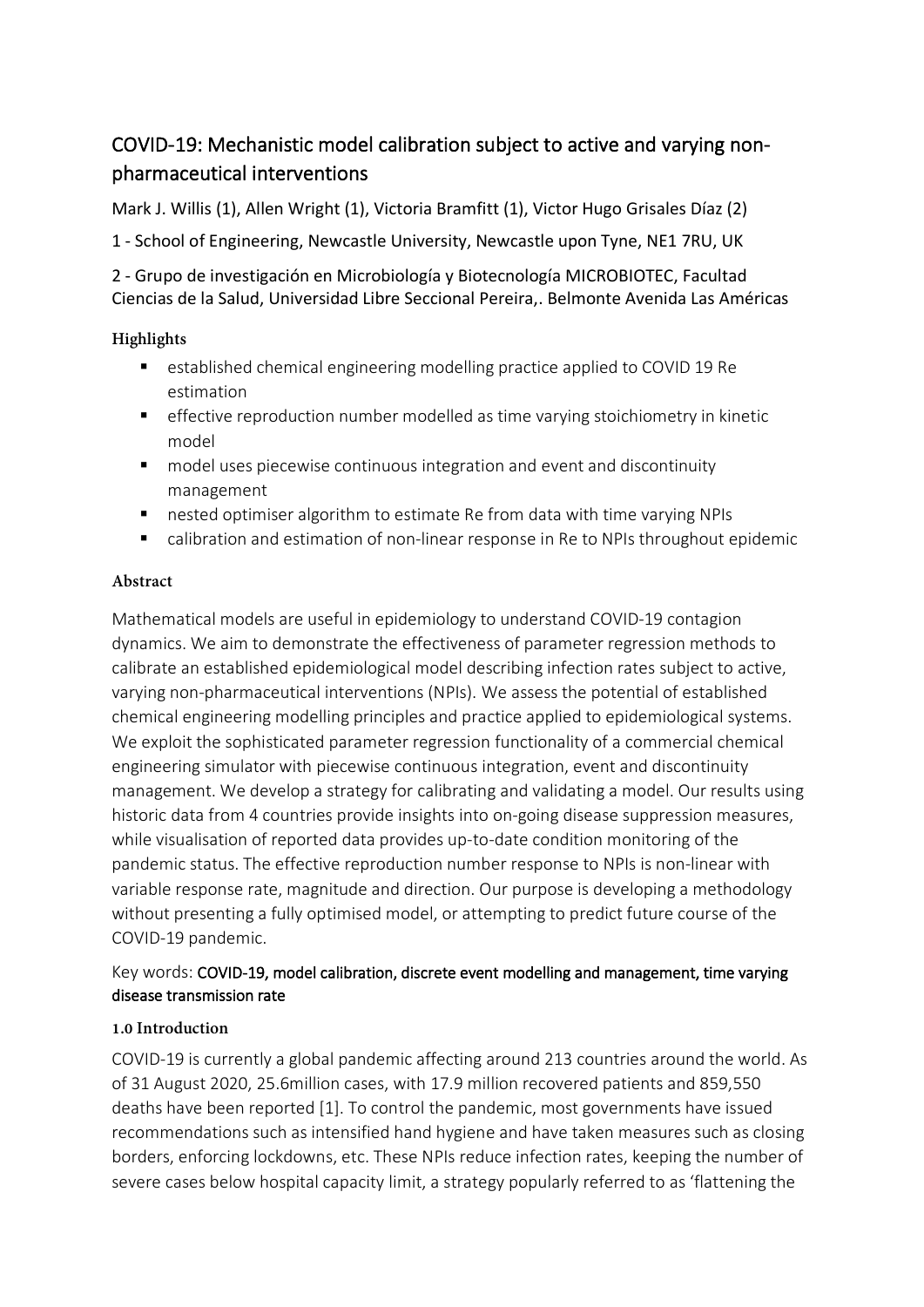# COVID-19: Mechanistic model calibration subject to active and varying non-pharmaceutical interventions

Mark J. Willis (1), Allen Wright (1), Victoria Bramfitt (1), Victor Hugo Grisales Díaz (2)

1 - School of Engineering, Newcastle University, Newcastle upon Tyne, NE1 7RU, UK

2 - Grupo de investigación en Microbiología y Biotecnología MICROBIOTEC, Facultad Ciencias de la Salud, Universidad Libre Seccional Pereira,. Belmonte Avenida Las Américas

## Highlights

- established chemical engineering modelling practice applied to COVID 19 Re estimation
- effective reproduction number modelled as time varying stoichiometry in kinetic model
- model uses piecewise continuous integration and event and discontinuity management
- nested optimiser algorithm to estimate Re from data with time varying NPIs
- calibration and estimation of non-linear response in Re to NPIs throughout epidemic

## Abstract

Mathematical models are useful in epidemiology to understand COVID-19 contagion dynamics. We aim to demonstrate the effectiveness of parameter regression methods to calibrate an established epidemiological model describing infection rates subject to active, varying non-pharmaceutical interventions (NPIs). We assess the potential of established chemical engineering modelling principles and practice applied to epidemiological systems. We exploit the sophisticated parameter regression functionality of a commercial chemical engineering simulator with piecewise continuous integration, event and discontinuity management. We develop a strategy for calibrating and validating a model. Our results using historic data from 4 countries provide insights into on-going disease suppression measures, while visualisation of reported data provides up-to-date condition monitoring of the pandemic status. The effective reproduction number response to NPIs is non-linear with variable response rate, magnitude and direction. Our purpose is developing a methodology without presenting a fully optimised model, or attempting to predict future course of the COVID-19 pandemic.

Key words: **COVID-19, model calibration, discrete event modelling and management, time varying disease transmission rate**

## 1.0 Introduction

COVID-19 is currently a global pandemic affecting around 213 countries around the world. As of 31 August 2020, 25.6million cases, with 17.9 million recovered patients and 859,550 deaths have been reported [1]. To control the pandemic, most governments have issued recommendations such as intensified hand hygiene and have taken measures such as closing borders, enforcing lockdowns, etc. These NPIs reduce infection rates, keeping the number of severe cases below hospital capacity limit, a strategy popularly referred to as 'flattening the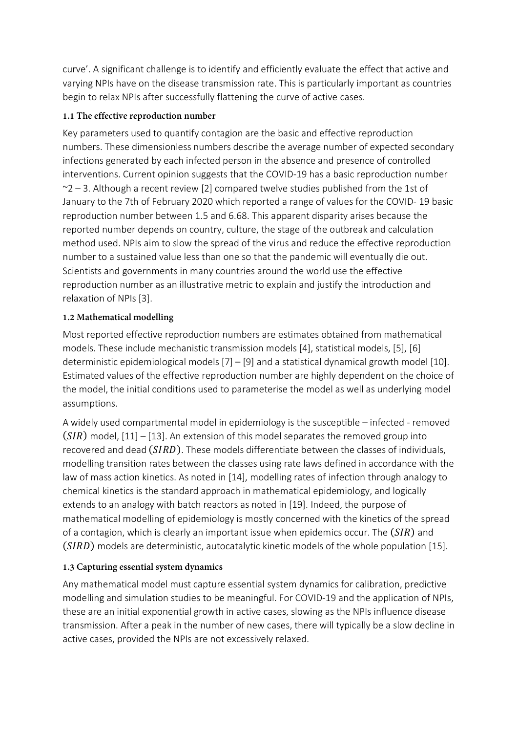curve'. A significant challenge is to identify and efficiently evaluate the effect that active and varying NPIs have on the disease transmission rate. This is particularly important as countries begin to relax NPIs after successfully flattening the curve of active cases.

### 1.1 The effective reproduction number

Key parameters used to quantify contagion are the basic and effective reproduction numbers. These dimensionless numbers describe the average number of expected secondary infections generated by each infected person in the absence and presence of controlled interventions. Current opinion suggests that the COVID-19 has a basic reproduction number ~2 – 3. Although a recent review [2] compared twelve studies published from the 1st of January to the 7th of February 2020 which reported a range of values for the COVID- 19 basic reproduction number between 1.5 and 6.68. This apparent disparity arises because the reported number depends on country, culture, the stage of the outbreak and calculation method used. NPIs aim to slow the spread of the virus and reduce the effective reproduction number to a sustained value less than one so that the pandemic will eventually die out. Scientists and governments in many countries around the world use the effective reproduction number as an illustrative metric to explain and justify the introduction and relaxation of NPIs [3].

### 1.2 Mathematical modelling

Most reported effective reproduction numbers are estimates obtained from mathematical models. These include mechanistic transmission models [4], statistical models, [5], [6] deterministic epidemiological models [7] – [9] and a statistical dynamical growth model [10]. Estimated values of the effective reproduction number are highly dependent on the choice of the model, the initial conditions used to parameterise the model as well as underlying model assumptions.

A widely used compartmental model in epidemiology is the susceptible – infected - removed $(SIR)$ model, [11] – [13]. An extension of this model separates the removed group into recovered and dead $(SIRD)$. These models differentiate between the classes of individuals, modelling transition rates between the classes using rate laws defined in accordance with the law of mass action kinetics. As noted in [14], modelling rates of infection through analogy to chemical kinetics is the standard approach in mathematical epidemiology, and logically extends to an analogy with batch reactors as noted in [19]. Indeed, the purpose of mathematical modelling of epidemiology is mostly concerned with the kinetics of the spread of a contagion, which is clearly an important issue when epidemics occur. The $(SIR)$ and $(SIRD)$ models are deterministic, autocatalytic kinetic models of the whole population [15].

### 1.3 Capturing essential system dynamics

Any mathematical model must capture essential system dynamics for calibration, predictive modelling and simulation studies to be meaningful. For COVID-19 and the application of NPIs, these are an initial exponential growth in active cases, slowing as the NPIs influence disease transmission. After a peak in the number of new cases, there will typically be a slow decline in active cases, provided the NPIs are not excessively relaxed.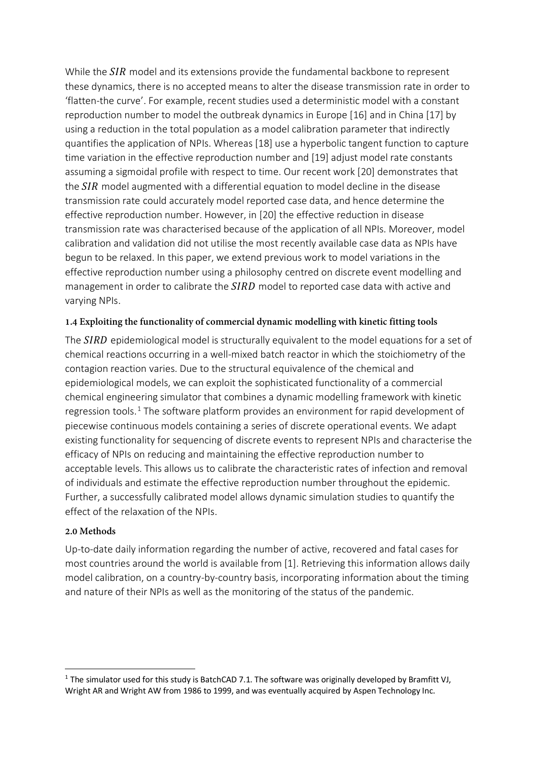While the $SIR$ model and its extensions provide the fundamental backbone to represent these dynamics, there is no accepted means to alter the disease transmission rate in order to 'flatten-the curve'. For example, recent studies used a deterministic model with a constant reproduction number to model the outbreak dynamics in Europe [16] and in China [17] by using a reduction in the total population as a model calibration parameter that indirectly quantifies the application of NPIs. Whereas [18] use a hyperbolic tangent function to capture time variation in the effective reproduction number and [19] adjust model rate constants assuming a sigmoidal profile with respect to time. Our recent work [20] demonstrates that the $SIR$ model augmented with a differential equation to model decline in the disease transmission rate could accurately model reported case data, and hence determine the effective reproduction number. However, in [20] the effective reduction in disease transmission rate was characterised because of the application of all NPIs. Moreover, model calibration and validation did not utilise the most recently available case data as NPIs have begun to be relaxed. In this paper, we extend previous work to model variations in the effective reproduction number using a philosophy centred on discrete event modelling and management in order to calibrate the $SIRD$ model to reported case data with active and varying NPIs.

### 1.4 Exploiting the functionality of commercial dynamic modelling with kinetic fitting tools

The $SIRD$ epidemiological model is structurally equivalent to the model equations for a set of chemical reactions occurring in a well-mixed batch reactor in which the stoichiometry of the contagion reaction varies. Due to the structural equivalence of the chemical and epidemiological models, we can exploit the sophisticated functionality of a commercial chemical engineering simulator that combines a dynamic modelling framework with kinetic regression tools.[1] The software platform provides an environment for rapid development of piecewise continuous models containing a series of discrete operational events. We adapt existing functionality for sequencing of discrete events to represent NPIs and characterise the efficacy of NPIs on reducing and maintaining the effective reproduction number to acceptable levels. This allows us to calibrate the characteristic rates of infection and removal of individuals and estimate the effective reproduction number throughout the epidemic. Further, a successfully calibrated model allows dynamic simulation studies to quantify the effect of the relaxation of the NPIs.

## 2.0 Methods

Up-to-date daily information regarding the number of active, recovered and fatal cases for most countries around the world is available from [1]. Retrieving this information allows daily model calibration, on a country-by-country basis, incorporating information about the timing and nature of their NPIs as well as the monitoring of the status of the pandemic.

---

[1] The simulator used for this study is BatchCAD 7.1. The software was originally developed by Bramfitt VJ, Wright AR and Wright AW from 1986 to 1999, and was eventually acquired by Aspen Technology Inc.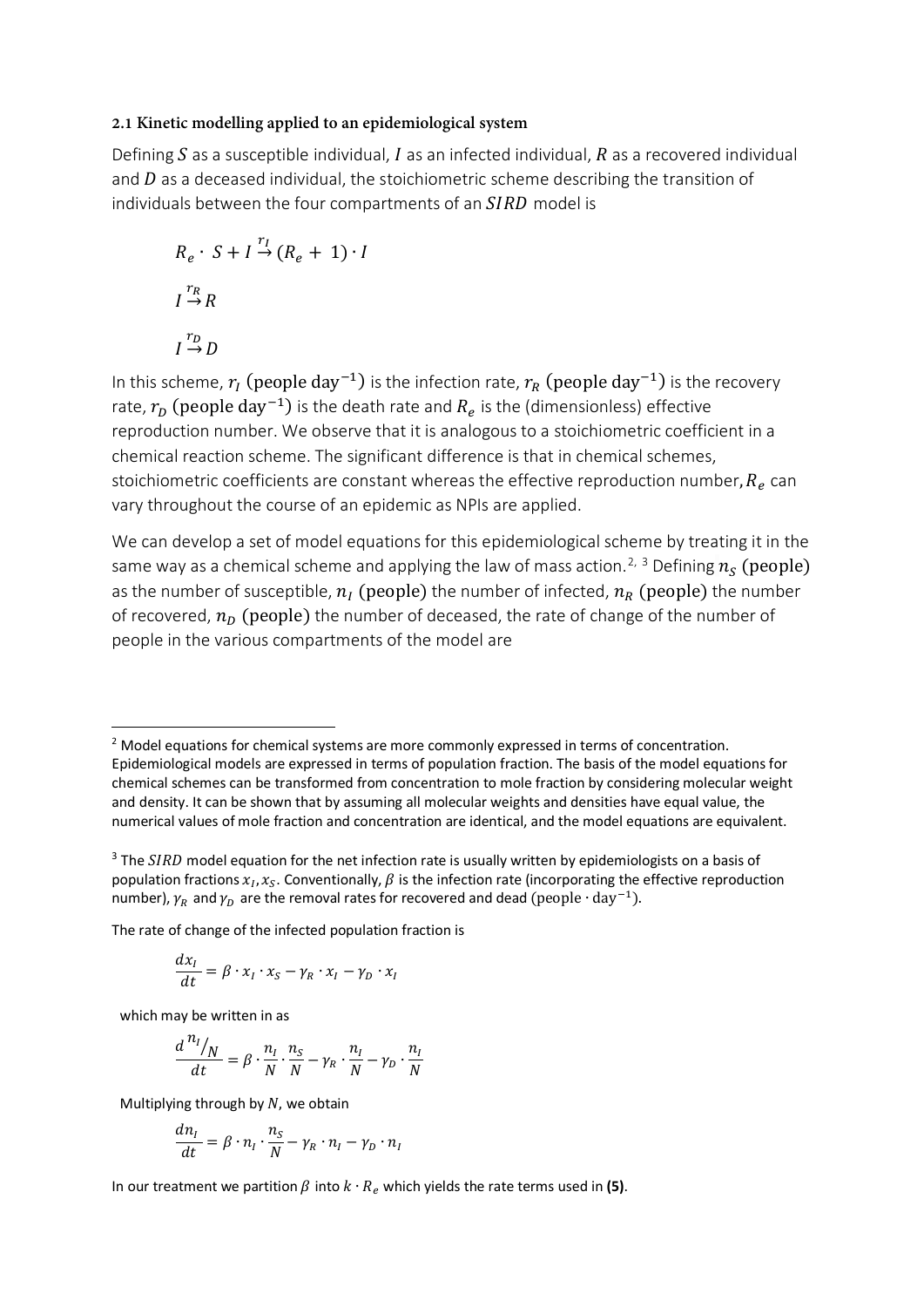### 2.1 Kinetic modelling applied to an epidemiological system

Defining $S$ as a susceptible individual, $I$ as an infected individual, $R$ as a recovered individual and $D$ as a deceased individual, the stoichiometric scheme describing the transition of individuals between the four compartments of an $SIRD$ model is

$$R_e \cdot S + I \overset{r_I}{\rightarrow} (R_e + 1) \cdot I$$

$$I \overset{r_R}{\rightarrow} R$$

$$I \overset{r_D}{\rightarrow} D$$

In this scheme, $r_I$ $(\text{people day}^{-1})$ is the infection rate, $r_R$ $(\text{people day}^{-1})$ is the recovery rate, $r_D$ $(\text{people day}^{-1})$ is the death rate and $R_e$ is the (dimensionless) effective reproduction number. We observe that it is analogous to a stoichiometric coefficient in a chemical reaction scheme. The significant difference is that in chemical schemes, stoichiometric coefficients are constant whereas the effective reproduction number, $R_e$ can vary throughout the course of an epidemic as NPIs are applied.

We can develop a set of model equations for this epidemiological scheme by treating it in the same way as a chemical scheme and applying the law of mass action.[2, 3] Defining $n_S$ (people) as the number of susceptible, $n_I$ (people) the number of infected, $n_R$ (people) the number of recovered, $n_D$ (people) the number of deceased, the rate of change of the number of people in the various compartments of the model are

---

[2] Model equations for chemical systems are more commonly expressed in terms of concentration. Epidemiological models are expressed in terms of population fraction. The basis of the model equations for chemical schemes can be transformed from concentration to mole fraction by considering molecular weight and density. It can be shown that by assuming all molecular weights and densities have equal value, the numerical values of mole fraction and concentration are identical, and the model equations are equivalent.

[3] The $SIRD$ model equation for the net infection rate is usually written by epidemiologists on a basis of population fractions $x_I, x_S$. Conventionally, $\beta$ is the infection rate (incorporating the effective reproduction number), $\gamma_R$ and $\gamma_D$ are the removal rates for recovered and dead $(\text{people} \cdot \text{day}^{-1})$.

The rate of change of the infected population fraction is

$$\frac{dx_I}{dt} = \beta \cdot x_I \cdot x_S - \gamma_R \cdot x_I - \gamma_D \cdot x_I$$

which may be written in as

$$\frac{d\,{}^{n_I}/_{N}}{dt} = \beta \cdot \frac{n_I}{N} \cdot \frac{n_S}{N} - \gamma_R \cdot \frac{n_I}{N} - \gamma_D \cdot \frac{n_I}{N}$$

Multiplying through by $N$, we obtain

$$\frac{dn_I}{dt} = \beta \cdot n_I \cdot \frac{n_S}{N} - \gamma_R \cdot n_I - \gamma_D \cdot n_I$$

In our treatment we partition $\beta$ into $k \cdot R_e$ which yields the rate terms used in **(5)**.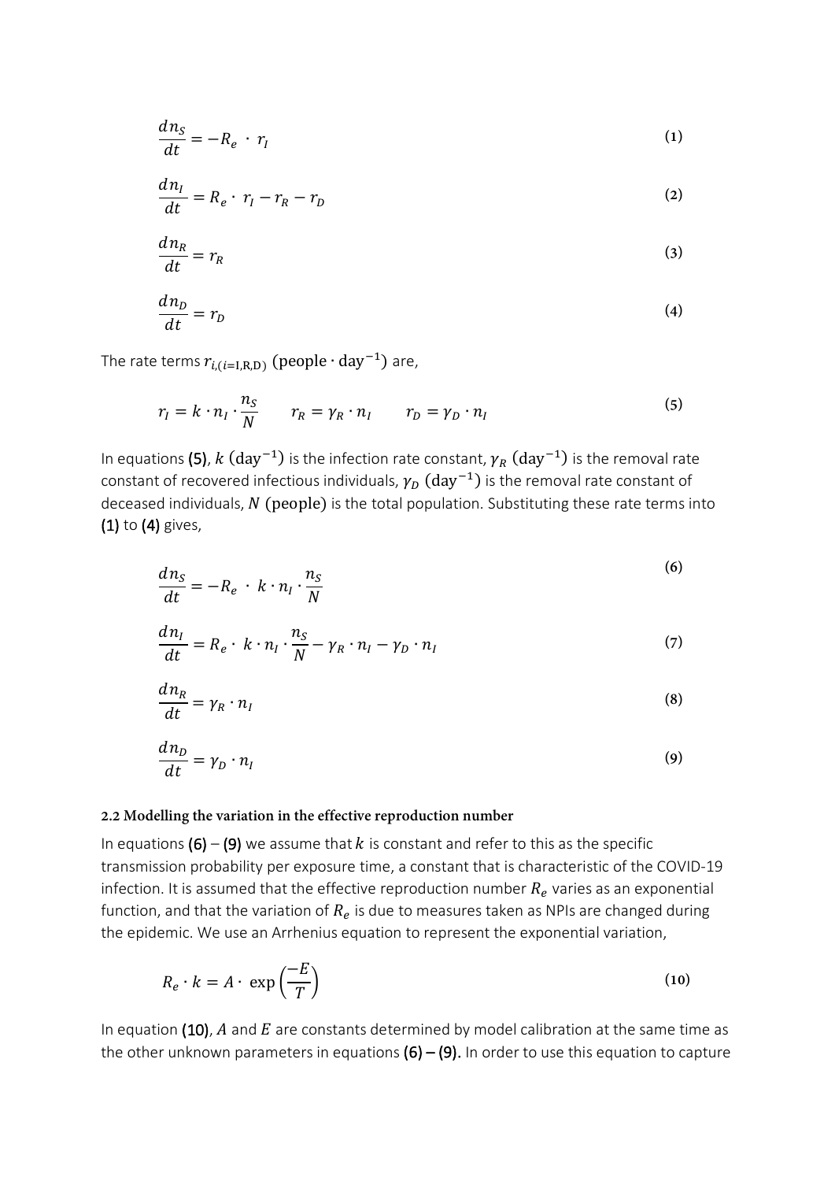$$\frac{dn_S}{dt} = -R_e \cdot r_I \tag{1}$$

$$\frac{dn_I}{dt} = R_e \cdot r_I - r_R - r_D \tag{2}$$

$$\frac{dn_R}{dt} = r_R \tag{3}$$

$$\frac{dn_D}{dt} = r_D \tag{4}$$

The rate terms $r_{i,(i=\mathrm{I,R,D})}$ $(\mathrm{people} \cdot \mathrm{day}^{-1})$ are,

$$r_I = k \cdot n_I \cdot \frac{n_S}{N} \qquad r_R = \gamma_R \cdot n_I \qquad r_D = \gamma_D \cdot n_I \tag{5}$$

In equations (5), $k$ $(\mathrm{day}^{-1})$ is the infection rate constant, $\gamma_R$ $(\mathrm{day}^{-1})$ is the removal rate constant of recovered infectious individuals, $\gamma_D$ $(\mathrm{day}^{-1})$ is the removal rate constant of deceased individuals, $N$ $(\mathrm{people})$ is the total population. Substituting these rate terms into (1) to (4) gives,

$$\frac{dn_S}{dt} = -R_e \cdot k \cdot n_I \cdot \frac{n_S}{N} \tag{6}$$

$$\frac{dn_I}{dt} = R_e \cdot k \cdot n_I \cdot \frac{n_S}{N} - \gamma_R \cdot n_I - \gamma_D \cdot n_I \tag{7}$$

$$\frac{dn_R}{dt} = \gamma_R \cdot n_I \tag{8}$$

$$\frac{dn_D}{dt} = \gamma_D \cdot n_I \tag{9}$$

### 2.2 Modelling the variation in the effective reproduction number

In equations (6) – (9) we assume that $k$ is constant and refer to this as the specific transmission probability per exposure time, a constant that is characteristic of the COVID-19 infection. It is assumed that the effective reproduction number $R_e$ varies as an exponential function, and that the variation of $R_e$ is due to measures taken as NPIs are changed during the epidemic. We use an Arrhenius equation to represent the exponential variation,

$$R_e \cdot k = A \cdot \exp\left(\frac{-E}{T}\right) \tag{10}$$

In equation (10), $A$ and $E$ are constants determined by model calibration at the same time as the other unknown parameters in equations (6) – (9). In order to use this equation to capture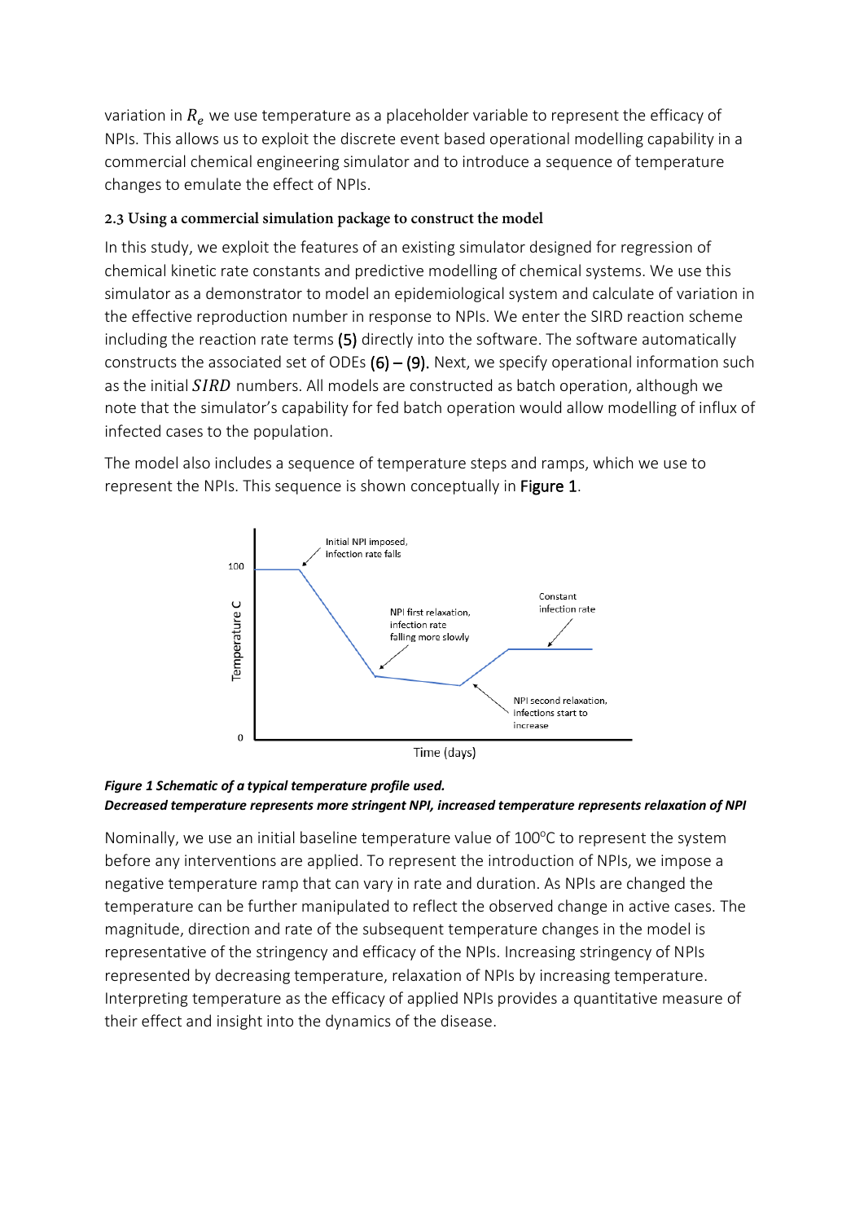variation in $R_e$ we use temperature as a placeholder variable to represent the efficacy of NPIs. This allows us to exploit the discrete event based operational modelling capability in a commercial chemical engineering simulator and to introduce a sequence of temperature changes to emulate the effect of NPIs.

### 2.3 Using a commercial simulation package to construct the model

In this study, we exploit the features of an existing simulator designed for regression of chemical kinetic rate constants and predictive modelling of chemical systems. We use this simulator as a demonstrator to model an epidemiological system and calculate of variation in the effective reproduction number in response to NPIs. We enter the SIRD reaction scheme including the reaction rate terms (5) directly into the software. The software automatically constructs the associated set of ODEs (6) – (9). Next, we specify operational information such as the initial $SIRD$ numbers. All models are constructed as batch operation, although we note that the simulator's capability for fed batch operation would allow modelling of influx of infected cases to the population.

The model also includes a sequence of temperature steps and ramps, which we use to represent the NPIs. This sequence is shown conceptually in Figure 1.

***Figure 1 Schematic of a typical temperature profile used.***
***Decreased temperature represents more stringent NPI, increased temperature represents relaxation of NPI***

Nominally, we use an initial baseline temperature value of 100°C to represent the system before any interventions are applied. To represent the introduction of NPIs, we impose a negative temperature ramp that can vary in rate and duration. As NPIs are changed the temperature can be further manipulated to reflect the observed change in active cases. The magnitude, direction and rate of the subsequent temperature changes in the model is representative of the stringency and efficacy of the NPIs. Increasing stringency of NPIs represented by decreasing temperature, relaxation of NPIs by increasing temperature. Interpreting temperature as the efficacy of applied NPIs provides a quantitative measure of their effect and insight into the dynamics of the disease.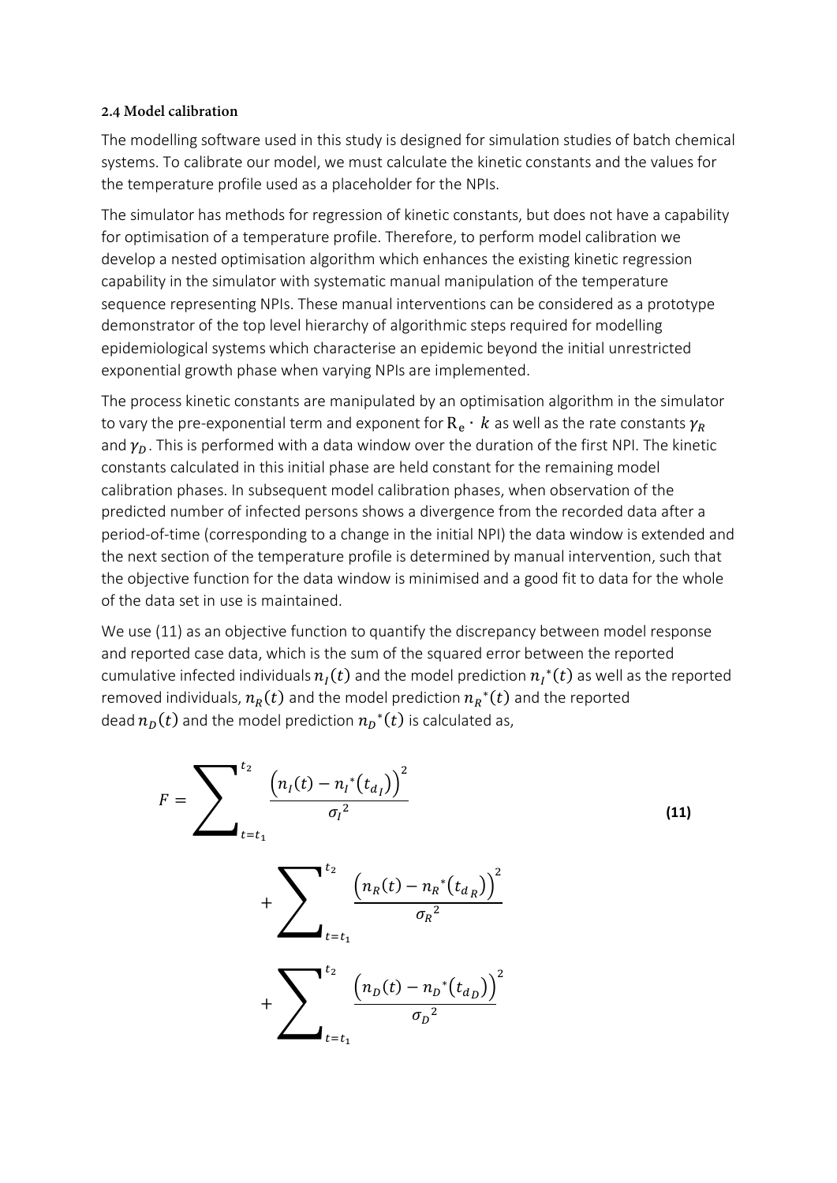### 2.4 Model calibration

The modelling software used in this study is designed for simulation studies of batch chemical systems. To calibrate our model, we must calculate the kinetic constants and the values for the temperature profile used as a placeholder for the NPIs.

The simulator has methods for regression of kinetic constants, but does not have a capability for optimisation of a temperature profile. Therefore, to perform model calibration we develop a nested optimisation algorithm which enhances the existing kinetic regression capability in the simulator with systematic manual manipulation of the temperature sequence representing NPIs. These manual interventions can be considered as a prototype demonstrator of the top level hierarchy of algorithmic steps required for modelling epidemiological systems which characterise an epidemic beyond the initial unrestricted exponential growth phase when varying NPIs are implemented.

The process kinetic constants are manipulated by an optimisation algorithm in the simulator to vary the pre-exponential term and exponent for $\mathrm{R_e} \cdot k$ as well as the rate constants $\gamma_R$ and $\gamma_D$. This is performed with a data window over the duration of the first NPI. The kinetic constants calculated in this initial phase are held constant for the remaining model calibration phases. In subsequent model calibration phases, when observation of the predicted number of infected persons shows a divergence from the recorded data after a period-of-time (corresponding to a change in the initial NPI) the data window is extended and the next section of the temperature profile is determined by manual intervention, such that the objective function for the data window is minimised and a good fit to data for the whole of the data set in use is maintained.

We use (11) as an objective function to quantify the discrepancy between model response and reported case data, which is the sum of the squared error between the reported cumulative infected individuals $n_I(t)$ and the model prediction $n_I{}^*(t)$ as well as the reported removed individuals, $n_R(t)$ and the model prediction $n_R{}^*(t)$ and the reported dead $n_D(t)$ and the model prediction $n_D{}^*(t)$ is calculated as,

$$F = \sum_{t=t_1}^{t_2} \frac{\left(n_I(t) - n_I{}^*\left(t_{d_I}\right)\right)^2}{\sigma_I{}^2} + \sum_{t=t_1}^{t_2} \frac{\left(n_R(t) - n_R{}^*\left(t_{d_R}\right)\right)^2}{\sigma_R{}^2} + \sum_{t=t_1}^{t_2} \frac{\left(n_D(t) - n_D{}^*\left(t_{d_D}\right)\right)^2}{\sigma_D{}^2} \tag{11}$$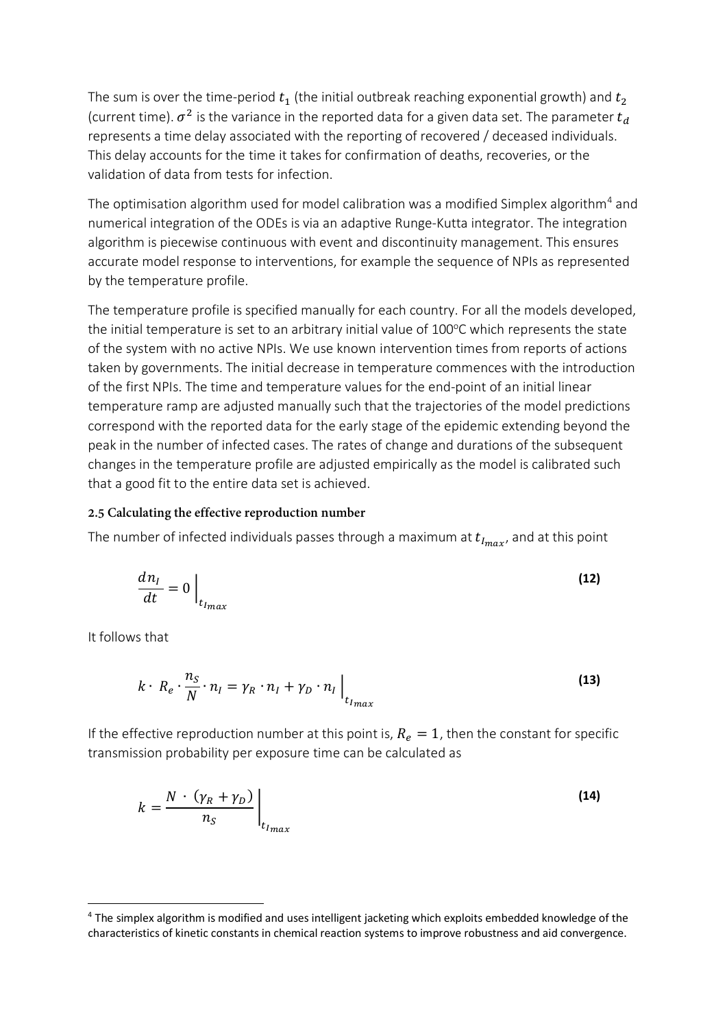The sum is over the time-period $t_1$ (the initial outbreak reaching exponential growth) and $t_2$ (current time). $\sigma^2$ is the variance in the reported data for a given data set. The parameter $t_d$ represents a time delay associated with the reporting of recovered / deceased individuals. This delay accounts for the time it takes for confirmation of deaths, recoveries, or the validation of data from tests for infection.

The optimisation algorithm used for model calibration was a modified Simplex algorithm[4] and numerical integration of the ODEs is via an adaptive Runge-Kutta integrator. The integration algorithm is piecewise continuous with event and discontinuity management. This ensures accurate model response to interventions, for example the sequence of NPIs as represented by the temperature profile.

The temperature profile is specified manually for each country. For all the models developed, the initial temperature is set to an arbitrary initial value of 100°C which represents the state of the system with no active NPIs. We use known intervention times from reports of actions taken by governments. The initial decrease in temperature commences with the introduction of the first NPIs. The time and temperature values for the end-point of an initial linear temperature ramp are adjusted manually such that the trajectories of the model predictions correspond with the reported data for the early stage of the epidemic extending beyond the peak in the number of infected cases. The rates of change and durations of the subsequent changes in the temperature profile are adjusted empirically as the model is calibrated such that a good fit to the entire data set is achieved.

### 2.5 Calculating the effective reproduction number

The number of infected individuals passes through a maximum at $t_{I_{max}}$, and at this point

$$\frac{dn_I}{dt} = 0 \Big|_{t_{I_{max}}} \tag{12}$$

It follows that

$$k \cdot R_e \cdot \frac{n_S}{N} \cdot n_I = \gamma_R \cdot n_I + \gamma_D \cdot n_I \Big|_{t_{I_{max}}} \tag{13}$$

If the effective reproduction number at this point is, $R_e = 1$, then the constant for specific transmission probability per exposure time can be calculated as

$$k = \frac{N \cdot (\gamma_R + \gamma_D)}{n_S} \Bigg|_{t_{I_{max}}} \tag{14}$$

[4] The simplex algorithm is modified and uses intelligent jacketing which exploits embedded knowledge of the characteristics of kinetic constants in chemical reaction systems to improve robustness and aid convergence.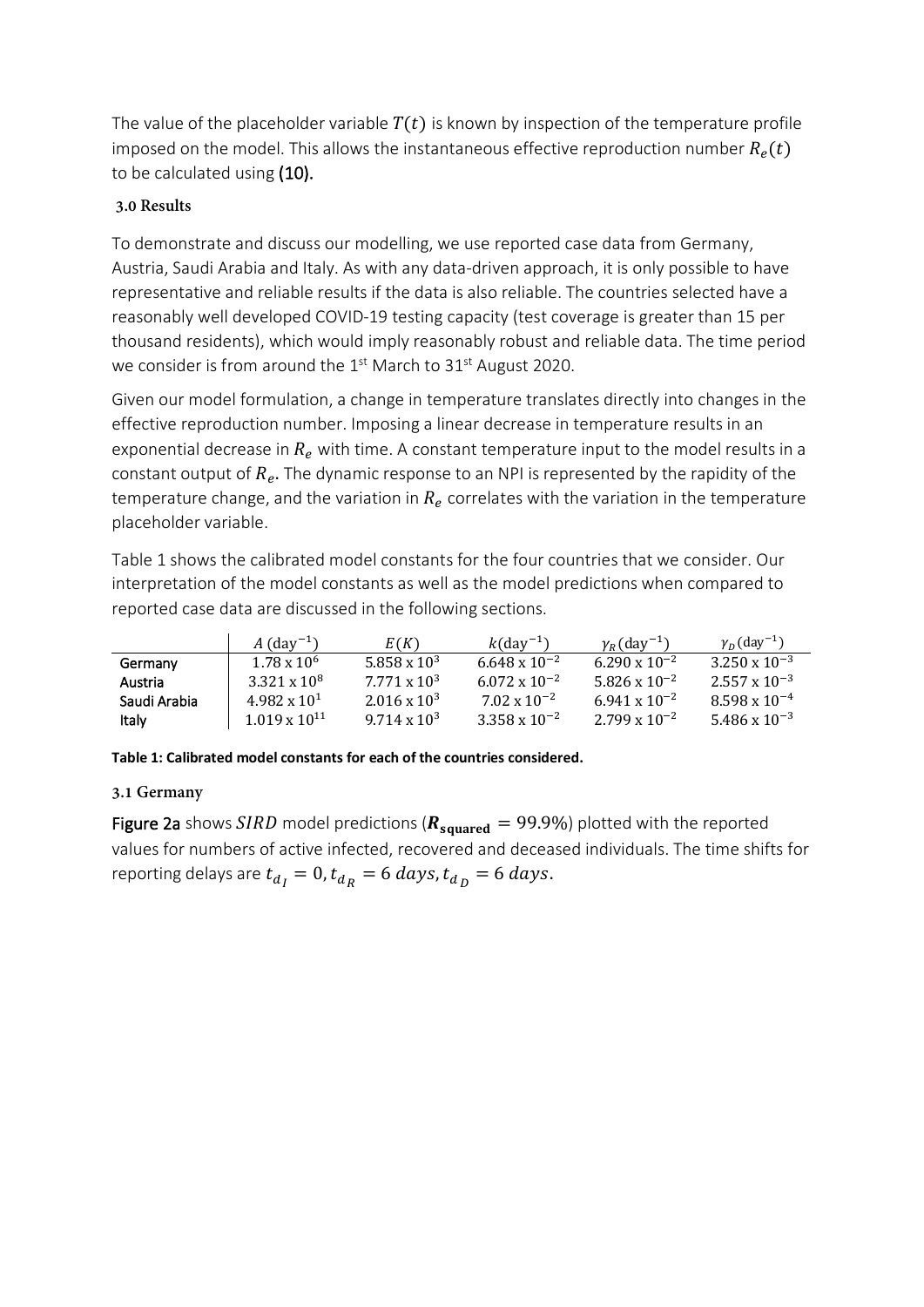The value of the placeholder variable $T(t)$ is known by inspection of the temperature profile imposed on the model. This allows the instantaneous effective reproduction number $R_e(t)$ to be calculated using (10).

## 3.0 Results

To demonstrate and discuss our modelling, we use reported case data from Germany, Austria, Saudi Arabia and Italy. As with any data-driven approach, it is only possible to have representative and reliable results if the data is also reliable. The countries selected have a reasonably well developed COVID-19 testing capacity (test coverage is greater than 15 per thousand residents), which would imply reasonably robust and reliable data. The time period we consider is from around the 1st March to 31st August 2020.

Given our model formulation, a change in temperature translates directly into changes in the effective reproduction number. Imposing a linear decrease in temperature results in an exponential decrease in $R_e$ with time. A constant temperature input to the model results in a constant output of $R_e$. The dynamic response to an NPI is represented by the rapidity of the temperature change, and the variation in $R_e$ correlates with the variation in the temperature placeholder variable.

Table 1 shows the calibrated model constants for the four countries that we consider. Our interpretation of the model constants as well as the model predictions when compared to reported case data are discussed in the following sections.

| | $A\ (\text{day}^{-1})$ | $E(K)$ | $k(\text{day}^{-1})$ | $\gamma_R(\text{day}^{-1})$ | $\gamma_D(\text{day}^{-1})$ |
|---|---|---|---|---|---|
| Germany | $1.78 \times 10^{6}$ | $5.858 \times 10^{3}$ | $6.648 \times 10^{-2}$ | $6.290 \times 10^{-2}$ | $3.250 \times 10^{-3}$ |
| Austria | $3.321 \times 10^{8}$ | $7.771 \times 10^{3}$ | $6.072 \times 10^{-2}$ | $5.826 \times 10^{-2}$ | $2.557 \times 10^{-3}$ |
| Saudi Arabia | $4.982 \times 10^{1}$ | $2.016 \times 10^{3}$ | $7.02 \times 10^{-2}$ | $6.941 \times 10^{-2}$ | $8.598 \times 10^{-4}$ |
| Italy | $1.019 \times 10^{11}$ | $9.714 \times 10^{3}$ | $3.358 \times 10^{-2}$ | $2.799 \times 10^{-2}$ | $5.486 \times 10^{-3}$ |

**Table 1: Calibrated model constants for each of the countries considered.**

### 3.1 Germany

Figure 2a shows $SIRD$ model predictions ($\boldsymbol{R_{\mathrm{squared}}} = 99.9\%$) plotted with the reported values for numbers of active infected, recovered and deceased individuals. The time shifts for reporting delays are $t_{d_I} = 0, t_{d_R} = 6\ days, t_{d_D} = 6\ days$.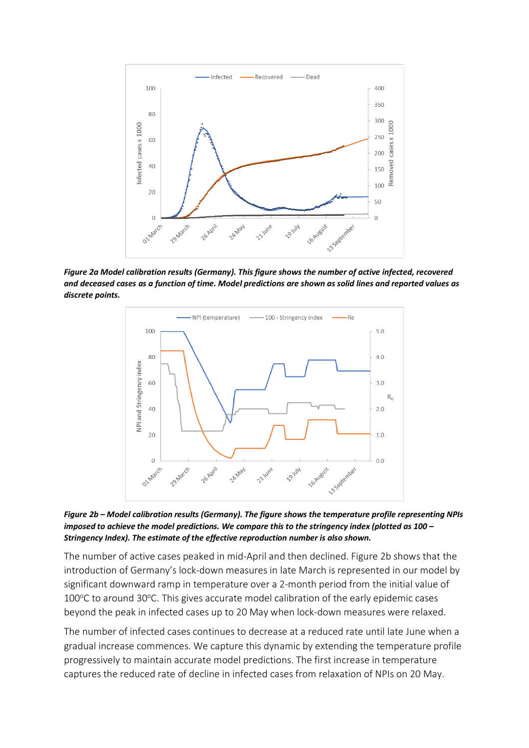***Figure 2a Model calibration results (Germany). This figure shows the number of active infected, recovered and deceased cases as a function of time. Model predictions are shown as solid lines and reported values as discrete points.***

***Figure 2b – Model calibration results (Germany). The figure shows the temperature profile representing NPIs imposed to achieve the model predictions. We compare this to the stringency index (plotted as 100 – Stringency Index). The estimate of the effective reproduction number is also shown.***

The number of active cases peaked in mid-April and then declined. Figure 2b shows that the introduction of Germany's lock-down measures in late March is represented in our model by significant downward ramp in temperature over a 2-month period from the initial value of 100ºC to around 30ºC. This gives accurate model calibration of the early epidemic cases beyond the peak in infected cases up to 20 May when lock-down measures were relaxed.

The number of infected cases continues to decrease at a reduced rate until late June when a gradual increase commences. We capture this dynamic by extending the temperature profile progressively to maintain accurate model predictions. The first increase in temperature captures the reduced rate of decline in infected cases from relaxation of NPIs on 20 May.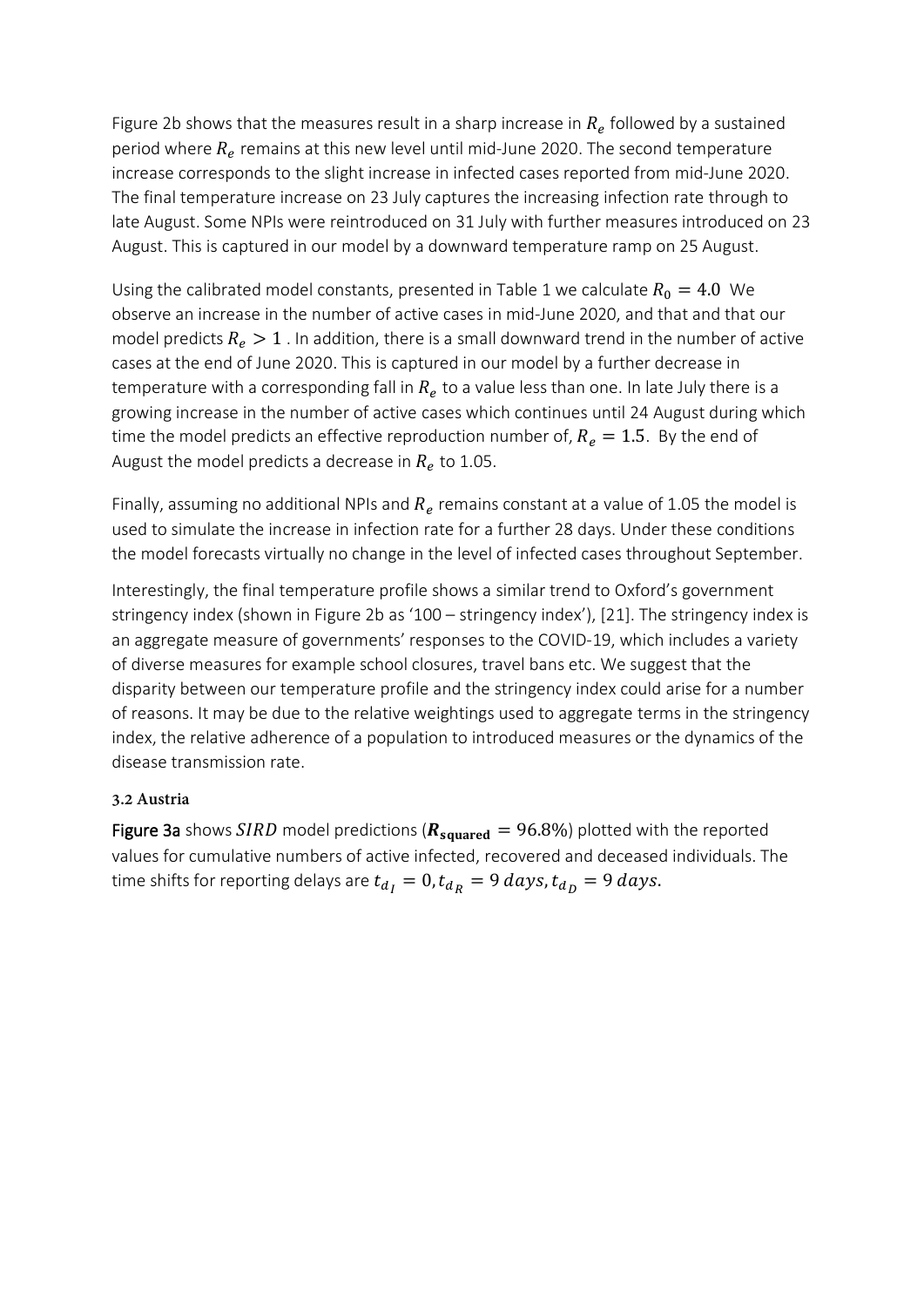Figure 2b shows that the measures result in a sharp increase in $R_e$ followed by a sustained period where $R_e$ remains at this new level until mid-June 2020. The second temperature increase corresponds to the slight increase in infected cases reported from mid-June 2020. The final temperature increase on 23 July captures the increasing infection rate through to late August. Some NPIs were reintroduced on 31 July with further measures introduced on 23 August. This is captured in our model by a downward temperature ramp on 25 August.

Using the calibrated model constants, presented in Table 1 we calculate $R_0 = 4.0$ We observe an increase in the number of active cases in mid-June 2020, and that and that our model predicts $R_e > 1$ . In addition, there is a small downward trend in the number of active cases at the end of June 2020. This is captured in our model by a further decrease in temperature with a corresponding fall in $R_e$ to a value less than one. In late July there is a growing increase in the number of active cases which continues until 24 August during which time the model predicts an effective reproduction number of, $R_e = 1.5$. By the end of August the model predicts a decrease in $R_e$ to 1.05.

Finally, assuming no additional NPIs and $R_e$ remains constant at a value of 1.05 the model is used to simulate the increase in infection rate for a further 28 days. Under these conditions the model forecasts virtually no change in the level of infected cases throughout September.

Interestingly, the final temperature profile shows a similar trend to Oxford's government stringency index (shown in Figure 2b as '100 – stringency index'), [21]. The stringency index is an aggregate measure of governments' responses to the COVID-19, which includes a variety of diverse measures for example school closures, travel bans etc. We suggest that the disparity between our temperature profile and the stringency index could arise for a number of reasons. It may be due to the relative weightings used to aggregate terms in the stringency index, the relative adherence of a population to introduced measures or the dynamics of the disease transmission rate.

### 3.2 Austria

Figure 3a shows $SIRD$ model predictions ($\boldsymbol{R}_{\mathbf{squared}} = 96.8\%$) plotted with the reported values for cumulative numbers of active infected, recovered and deceased individuals. The time shifts for reporting delays are $t_{d_I} = 0, t_{d_R} = 9\ days, t_{d_D} = 9\ days.$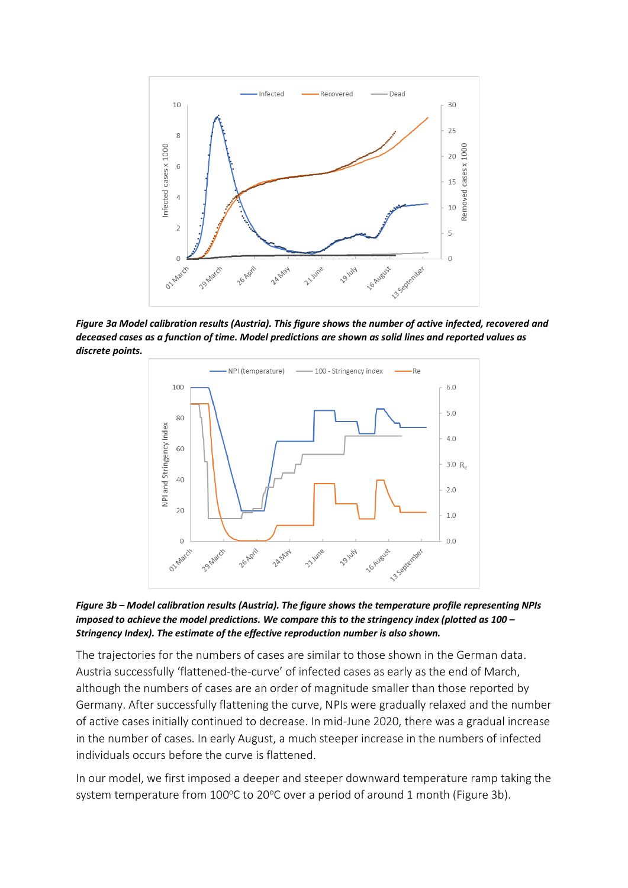*Figure 3a Model calibration results (Austria). This figure shows the number of active infected, recovered and deceased cases as a function of time. Model predictions are shown as solid lines and reported values as discrete points.*

*Figure 3b – Model calibration results (Austria). The figure shows the temperature profile representing NPIs imposed to achieve the model predictions. We compare this to the stringency index (plotted as 100 – Stringency Index). The estimate of the effective reproduction number is also shown.*

The trajectories for the numbers of cases are similar to those shown in the German data. Austria successfully 'flattened-the-curve' of infected cases as early as the end of March, although the numbers of cases are an order of magnitude smaller than those reported by Germany. After successfully flattening the curve, NPIs were gradually relaxed and the number of active cases initially continued to decrease. In mid-June 2020, there was a gradual increase in the number of cases. In early August, a much steeper increase in the numbers of infected individuals occurs before the curve is flattened.

In our model, we first imposed a deeper and steeper downward temperature ramp taking the system temperature from 100°C to 20°C over a period of around 1 month (Figure 3b).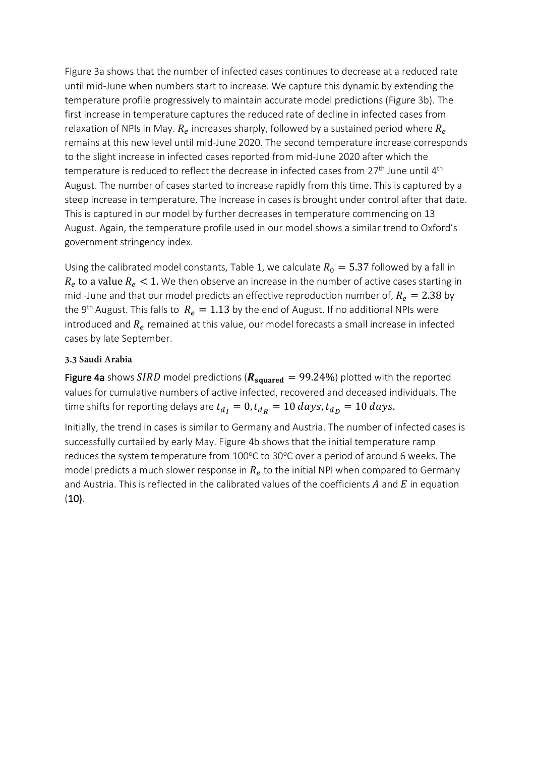Figure 3a shows that the number of infected cases continues to decrease at a reduced rate until mid-June when numbers start to increase. We capture this dynamic by extending the temperature profile progressively to maintain accurate model predictions (Figure 3b). The first increase in temperature captures the reduced rate of decline in infected cases from relaxation of NPIs in May. $R_e$ increases sharply, followed by a sustained period where $R_e$ remains at this new level until mid-June 2020. The second temperature increase corresponds to the slight increase in infected cases reported from mid-June 2020 after which the temperature is reduced to reflect the decrease in infected cases from 27th June until 4th August. The number of cases started to increase rapidly from this time. This is captured by a steep increase in temperature. The increase in cases is brought under control after that date. This is captured in our model by further decreases in temperature commencing on 13 August. Again, the temperature profile used in our model shows a similar trend to Oxford's government stringency index.

Using the calibrated model constants, Table 1, we calculate $R_0 = 5.37$ followed by a fall in $R_e$ to a value $R_e < 1$. We then observe an increase in the number of active cases starting in mid -June and that our model predicts an effective reproduction number of, $R_e = 2.38$ by the 9th August. This falls to $R_e = 1.13$ by the end of August. If no additional NPIs were introduced and $R_e$ remained at this value, our model forecasts a small increase in infected cases by late September.

### 3.3 Saudi Arabia

**Figure 4a** shows $SIRD$ model predictions ($\boldsymbol{R_{\mathrm{squared}}} = 99.24\%$) plotted with the reported values for cumulative numbers of active infected, recovered and deceased individuals. The time shifts for reporting delays are $t_{d_I} = 0, t_{d_R} = 10\ days, t_{d_D} = 10\ days$.

Initially, the trend in cases is similar to Germany and Austria. The number of infected cases is successfully curtailed by early May. Figure 4b shows that the initial temperature ramp reduces the system temperature from 100°C to 30°C over a period of around 6 weeks. The model predicts a much slower response in $R_e$ to the initial NPI when compared to Germany and Austria. This is reflected in the calibrated values of the coefficients $A$ and $E$ in equation (**10**).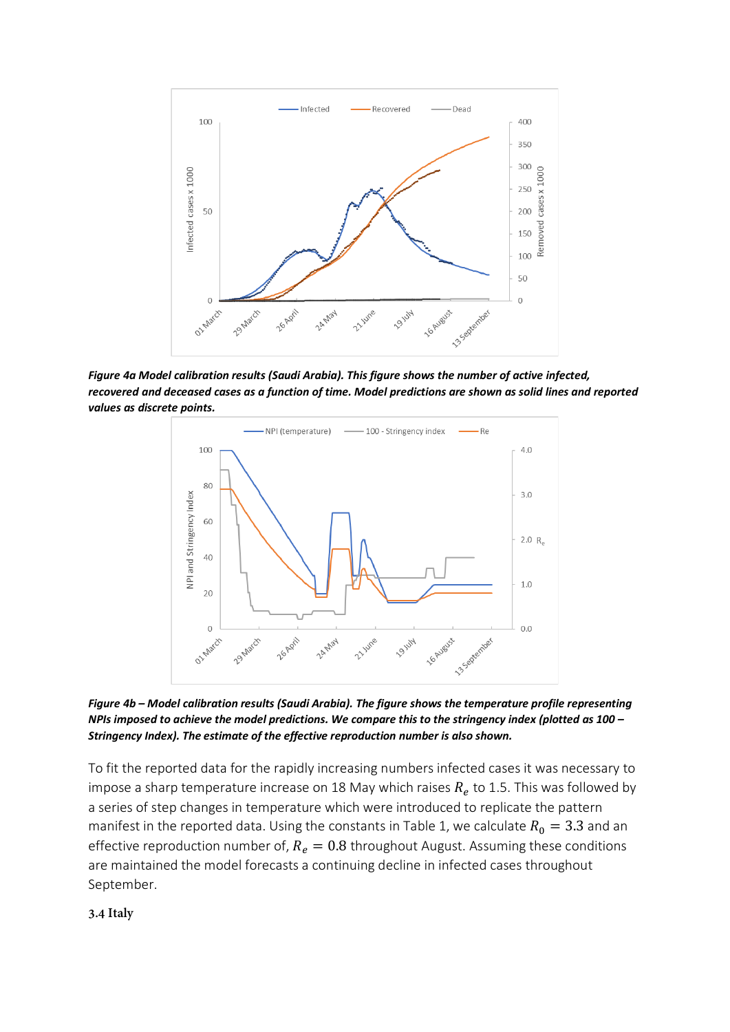***Figure 4a Model calibration results (Saudi Arabia). This figure shows the number of active infected, recovered and deceased cases as a function of time. Model predictions are shown as solid lines and reported values as discrete points.***

***Figure 4b – Model calibration results (Saudi Arabia). The figure shows the temperature profile representing NPIs imposed to achieve the model predictions. We compare this to the stringency index (plotted as 100 – Stringency Index). The estimate of the effective reproduction number is also shown.***

To fit the reported data for the rapidly increasing numbers infected cases it was necessary to impose a sharp temperature increase on 18 May which raises $R_e$ to 1.5. This was followed by a series of step changes in temperature which were introduced to replicate the pattern manifest in the reported data. Using the constants in Table 1, we calculate $R_0 = 3.3$ and an effective reproduction number of, $R_e = 0.8$ throughout August. Assuming these conditions are maintained the model forecasts a continuing decline in infected cases throughout September.

### 3.4 Italy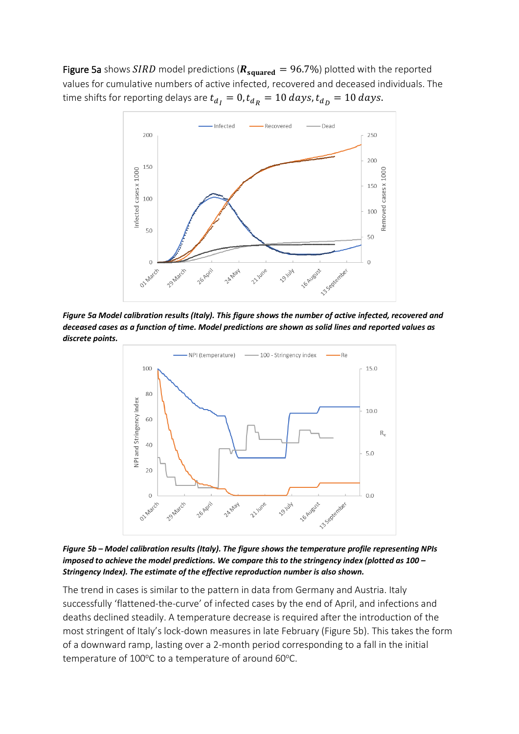Figure 5a shows $SIRD$ model predictions ($\boldsymbol{R}_{\mathbf{squared}} = 96.7\%$) plotted with the reported values for cumulative numbers of active infected, recovered and deceased individuals. The time shifts for reporting delays are $t_{d_I} = 0, t_{d_R} = 10\ days, t_{d_D} = 10\ days.$

***Figure 5a Model calibration results (Italy). This figure shows the number of active infected, recovered and deceased cases as a function of time. Model predictions are shown as solid lines and reported values as discrete points.***

***Figure 5b – Model calibration results (Italy). The figure shows the temperature profile representing NPIs imposed to achieve the model predictions. We compare this to the stringency index (plotted as 100 – Stringency Index). The estimate of the effective reproduction number is also shown.***

The trend in cases is similar to the pattern in data from Germany and Austria. Italy successfully 'flattened-the-curve' of infected cases by the end of April, and infections and deaths declined steadily. A temperature decrease is required after the introduction of the most stringent of Italy's lock-down measures in late February (Figure 5b). This takes the form of a downward ramp, lasting over a 2-month period corresponding to a fall in the initial temperature of 100°C to a temperature of around 60°C.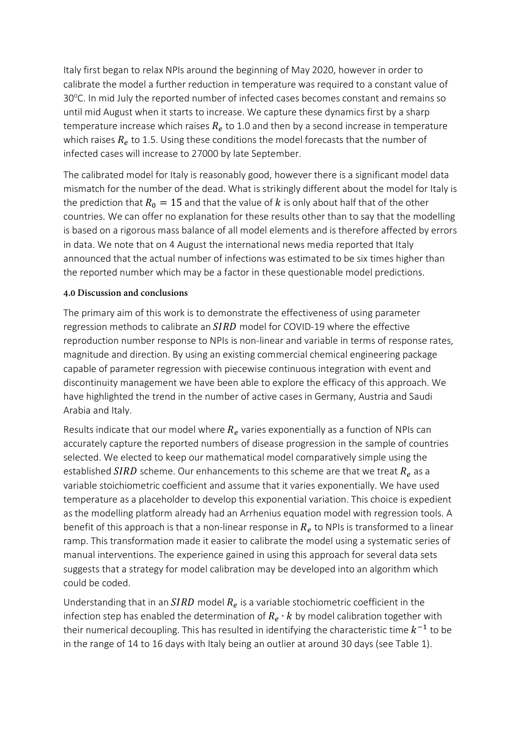Italy first began to relax NPIs around the beginning of May 2020, however in order to calibrate the model a further reduction in temperature was required to a constant value of 30°C. In mid July the reported number of infected cases becomes constant and remains so until mid August when it starts to increase. We capture these dynamics first by a sharp temperature increase which raises $R_e$ to 1.0 and then by a second increase in temperature which raises $R_e$ to 1.5. Using these conditions the model forecasts that the number of infected cases will increase to 27000 by late September.

The calibrated model for Italy is reasonably good, however there is a significant model data mismatch for the number of the dead. What is strikingly different about the model for Italy is the prediction that $R_0 = 15$ and that the value of $k$ is only about half that of the other countries. We can offer no explanation for these results other than to say that the modelling is based on a rigorous mass balance of all model elements and is therefore affected by errors in data. We note that on 4 August the international news media reported that Italy announced that the actual number of infections was estimated to be six times higher than the reported number which may be a factor in these questionable model predictions.

#### 4.0 Discussion and conclusions

The primary aim of this work is to demonstrate the effectiveness of using parameter regression methods to calibrate an $SIRD$ model for COVID-19 where the effective reproduction number response to NPIs is non-linear and variable in terms of response rates, magnitude and direction. By using an existing commercial chemical engineering package capable of parameter regression with piecewise continuous integration with event and discontinuity management we have been able to explore the efficacy of this approach. We have highlighted the trend in the number of active cases in Germany, Austria and Saudi Arabia and Italy.

Results indicate that our model where $R_e$ varies exponentially as a function of NPIs can accurately capture the reported numbers of disease progression in the sample of countries selected. We elected to keep our mathematical model comparatively simple using the established $SIRD$ scheme. Our enhancements to this scheme are that we treat $R_e$ as a variable stoichiometric coefficient and assume that it varies exponentially. We have used temperature as a placeholder to develop this exponential variation. This choice is expedient as the modelling platform already had an Arrhenius equation model with regression tools. A benefit of this approach is that a non-linear response in $R_e$ to NPIs is transformed to a linear ramp. This transformation made it easier to calibrate the model using a systematic series of manual interventions. The experience gained in using this approach for several data sets suggests that a strategy for model calibration may be developed into an algorithm which could be coded.

Understanding that in an $SIRD$ model $R_e$ is a variable stochiometric coefficient in the infection step has enabled the determination of $R_e \cdot k$ by model calibration together with their numerical decoupling. This has resulted in identifying the characteristic time $k^{-1}$ to be in the range of 14 to 16 days with Italy being an outlier at around 30 days (see Table 1).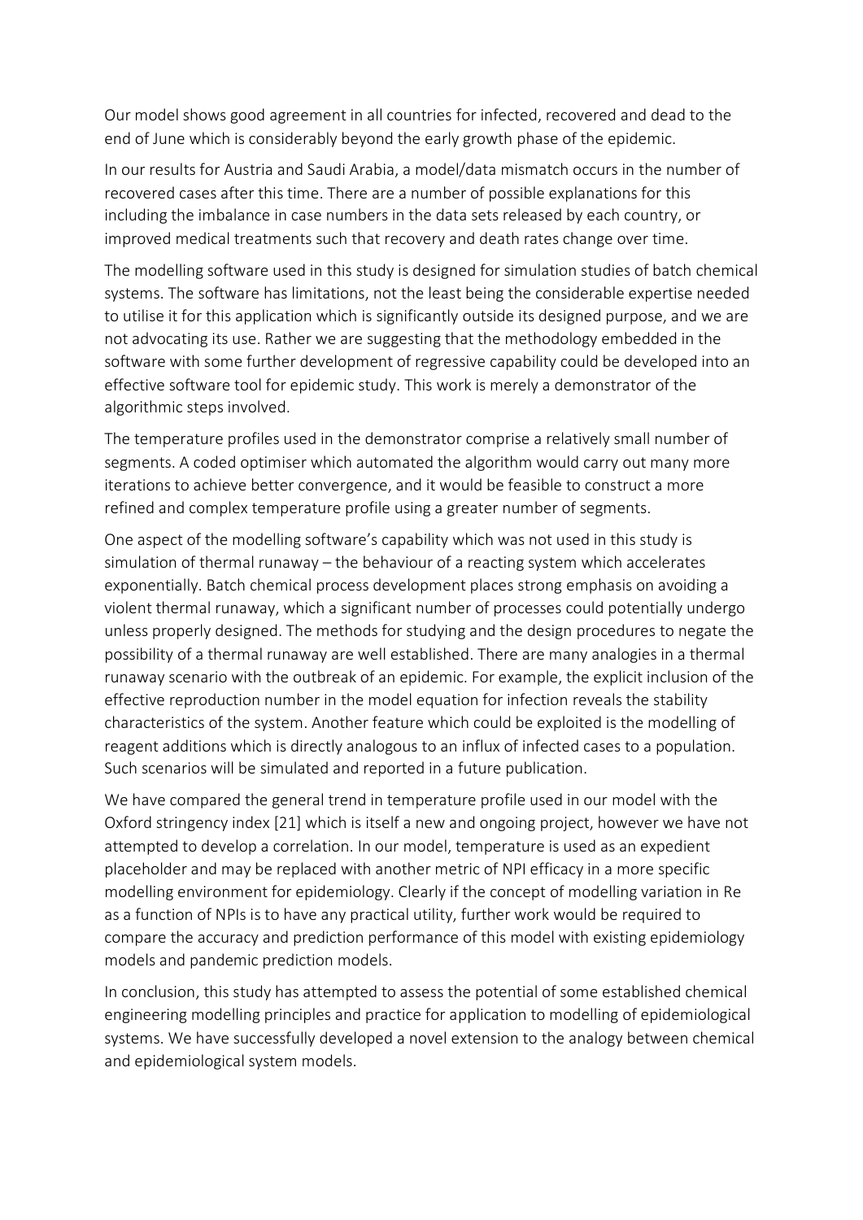Our model shows good agreement in all countries for infected, recovered and dead to the end of June which is considerably beyond the early growth phase of the epidemic.

In our results for Austria and Saudi Arabia, a model/data mismatch occurs in the number of recovered cases after this time. There are a number of possible explanations for this including the imbalance in case numbers in the data sets released by each country, or improved medical treatments such that recovery and death rates change over time.

The modelling software used in this study is designed for simulation studies of batch chemical systems. The software has limitations, not the least being the considerable expertise needed to utilise it for this application which is significantly outside its designed purpose, and we are not advocating its use. Rather we are suggesting that the methodology embedded in the software with some further development of regressive capability could be developed into an effective software tool for epidemic study. This work is merely a demonstrator of the algorithmic steps involved.

The temperature profiles used in the demonstrator comprise a relatively small number of segments. A coded optimiser which automated the algorithm would carry out many more iterations to achieve better convergence, and it would be feasible to construct a more refined and complex temperature profile using a greater number of segments.

One aspect of the modelling software's capability which was not used in this study is simulation of thermal runaway – the behaviour of a reacting system which accelerates exponentially. Batch chemical process development places strong emphasis on avoiding a violent thermal runaway, which a significant number of processes could potentially undergo unless properly designed. The methods for studying and the design procedures to negate the possibility of a thermal runaway are well established. There are many analogies in a thermal runaway scenario with the outbreak of an epidemic. For example, the explicit inclusion of the effective reproduction number in the model equation for infection reveals the stability characteristics of the system. Another feature which could be exploited is the modelling of reagent additions which is directly analogous to an influx of infected cases to a population. Such scenarios will be simulated and reported in a future publication.

We have compared the general trend in temperature profile used in our model with the Oxford stringency index [21] which is itself a new and ongoing project, however we have not attempted to develop a correlation. In our model, temperature is used as an expedient placeholder and may be replaced with another metric of NPI efficacy in a more specific modelling environment for epidemiology. Clearly if the concept of modelling variation in Re as a function of NPIs is to have any practical utility, further work would be required to compare the accuracy and prediction performance of this model with existing epidemiology models and pandemic prediction models.

In conclusion, this study has attempted to assess the potential of some established chemical engineering modelling principles and practice for application to modelling of epidemiological systems. We have successfully developed a novel extension to the analogy between chemical and epidemiological system models.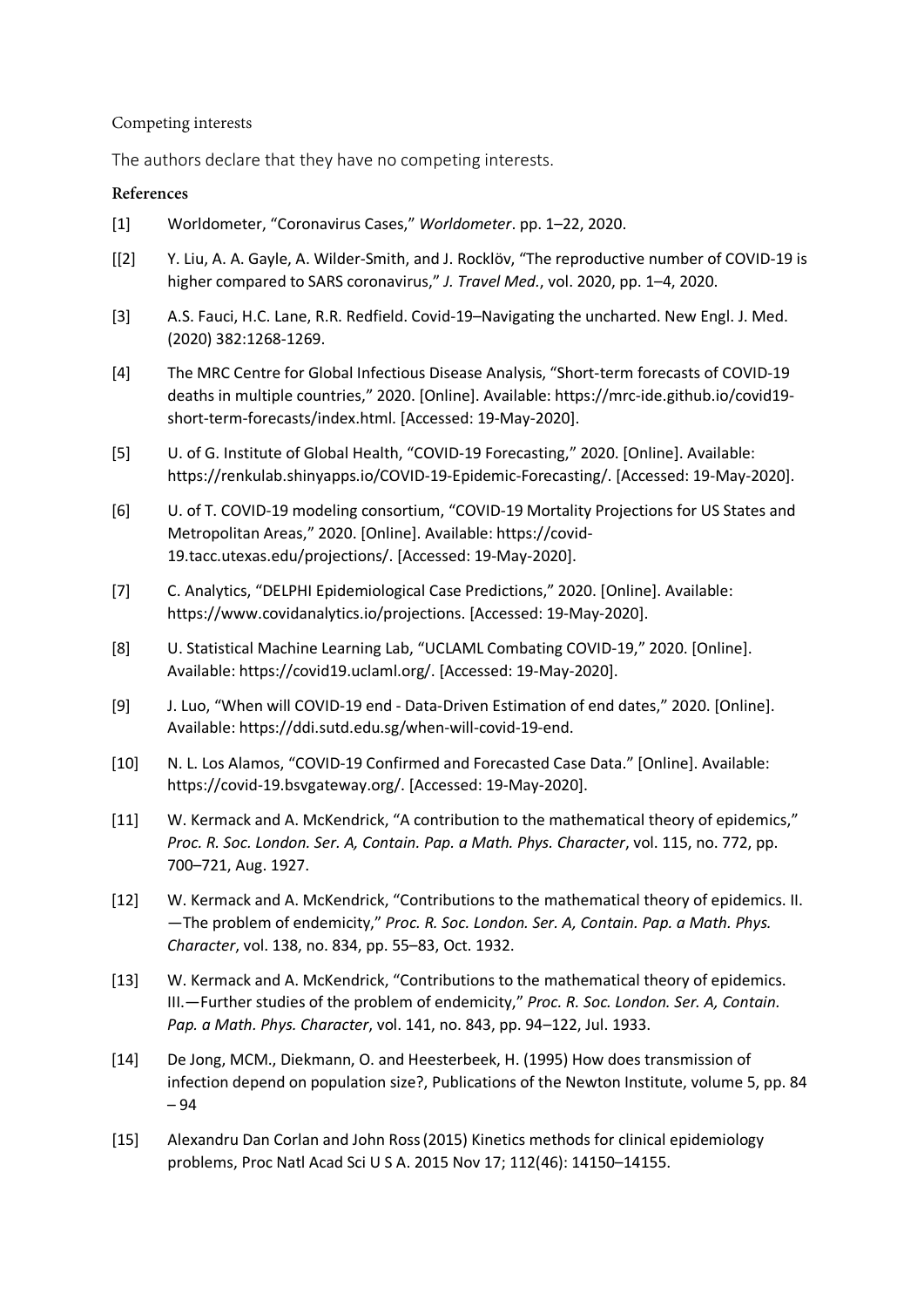### Competing interests

The authors declare that they have no competing interests.

### References

[1] Worldometer, "Coronavirus Cases," *Worldometer*. pp. 1–22, 2020.

[[2] Y. Liu, A. A. Gayle, A. Wilder-Smith, and J. Rocklöv, "The reproductive number of COVID-19 is higher compared to SARS coronavirus," *J. Travel Med.*, vol. 2020, pp. 1–4, 2020.

[3] A.S. Fauci, H.C. Lane, R.R. Redfield. Covid-19–Navigating the uncharted. New Engl. J. Med. (2020) 382:1268-1269.

[4] The MRC Centre for Global Infectious Disease Analysis, "Short-term forecasts of COVID-19 deaths in multiple countries," 2020. [Online]. Available: https://mrc-ide.github.io/covid19-short-term-forecasts/index.html. [Accessed: 19-May-2020].

[5] U. of G. Institute of Global Health, "COVID-19 Forecasting," 2020. [Online]. Available: https://renkulab.shinyapps.io/COVID-19-Epidemic-Forecasting/. [Accessed: 19-May-2020].

[6] U. of T. COVID-19 modeling consortium, "COVID-19 Mortality Projections for US States and Metropolitan Areas," 2020. [Online]. Available: https://covid-19.tacc.utexas.edu/projections/. [Accessed: 19-May-2020].

[7] C. Analytics, "DELPHI Epidemiological Case Predictions," 2020. [Online]. Available: https://www.covidanalytics.io/projections. [Accessed: 19-May-2020].

[8] U. Statistical Machine Learning Lab, "UCLAML Combating COVID-19," 2020. [Online]. Available: https://covid19.uclaml.org/. [Accessed: 19-May-2020].

[9] J. Luo, "When will COVID-19 end - Data-Driven Estimation of end dates," 2020. [Online]. Available: https://ddi.sutd.edu.sg/when-will-covid-19-end.

[10] N. L. Los Alamos, "COVID-19 Confirmed and Forecasted Case Data." [Online]. Available: https://covid-19.bsvgateway.org/. [Accessed: 19-May-2020].

[11] W. Kermack and A. McKendrick, "A contribution to the mathematical theory of epidemics," *Proc. R. Soc. London. Ser. A, Contain. Pap. a Math. Phys. Character*, vol. 115, no. 772, pp. 700–721, Aug. 1927.

[12] W. Kermack and A. McKendrick, "Contributions to the mathematical theory of epidemics. II. —The problem of endemicity," *Proc. R. Soc. London. Ser. A, Contain. Pap. a Math. Phys. Character*, vol. 138, no. 834, pp. 55–83, Oct. 1932.

[13] W. Kermack and A. McKendrick, "Contributions to the mathematical theory of epidemics. III.—Further studies of the problem of endemicity," *Proc. R. Soc. London. Ser. A, Contain. Pap. a Math. Phys. Character*, vol. 141, no. 843, pp. 94–122, Jul. 1933.

[14] De Jong, MCM., Diekmann, O. and Heesterbeek, H. (1995) How does transmission of infection depend on population size?, Publications of the Newton Institute, volume 5, pp. 84 – 94

[15] Alexandru Dan Corlan and John Ross (2015) Kinetics methods for clinical epidemiology problems, Proc Natl Acad Sci U S A. 2015 Nov 17; 112(46): 14150–14155.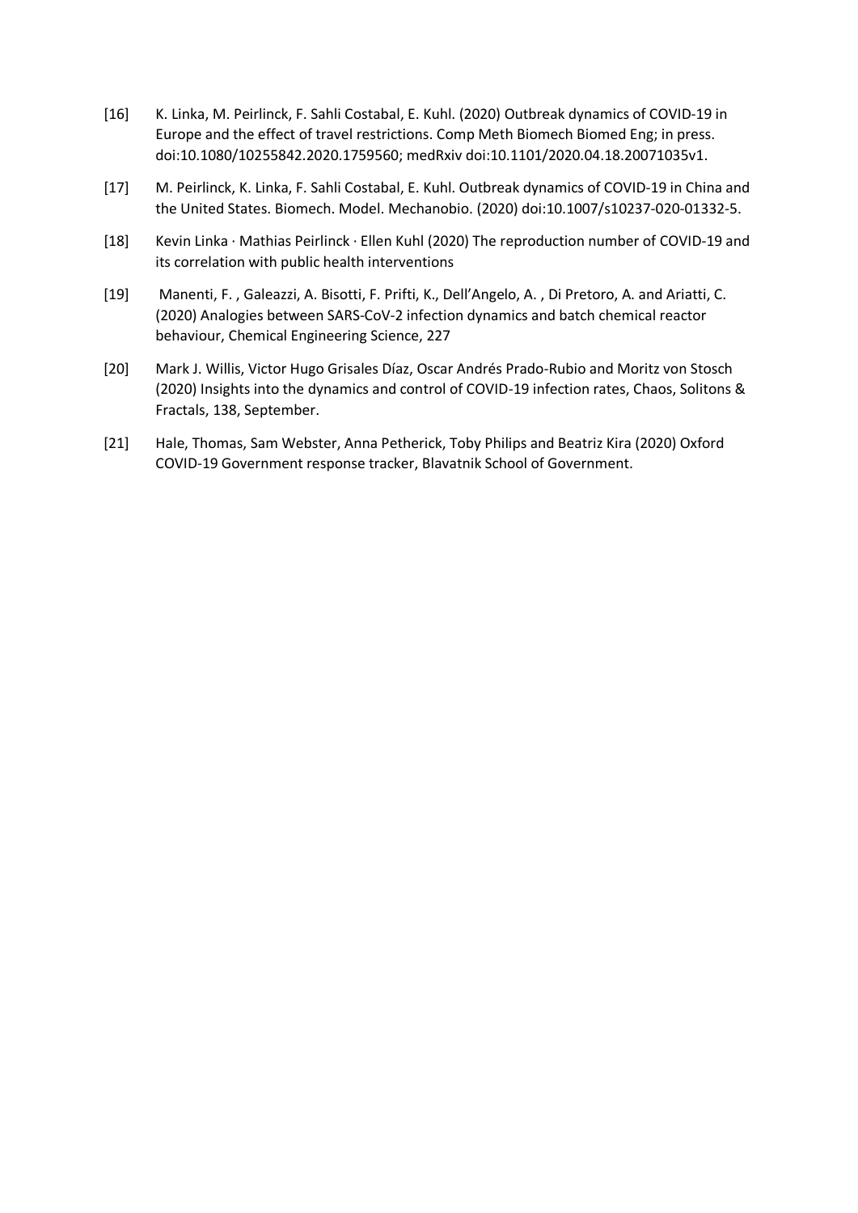[16] K. Linka, M. Peirlinck, F. Sahli Costabal, E. Kuhl. (2020) Outbreak dynamics of COVID-19 in Europe and the effect of travel restrictions. Comp Meth Biomech Biomed Eng; in press. doi:10.1080/10255842.2020.1759560; medRxiv doi:10.1101/2020.04.18.20071035v1.

[17] M. Peirlinck, K. Linka, F. Sahli Costabal, E. Kuhl. Outbreak dynamics of COVID-19 in China and the United States. Biomech. Model. Mechanobio. (2020) doi:10.1007/s10237-020-01332-5.

[18] Kevin Linka · Mathias Peirlinck · Ellen Kuhl (2020) The reproduction number of COVID-19 and its correlation with public health interventions

[19] Manenti, F. , Galeazzi, A. Bisotti, F. Prifti, K., Dell'Angelo, A. , Di Pretoro, A. and Ariatti, C. (2020) Analogies between SARS-CoV-2 infection dynamics and batch chemical reactor behaviour, Chemical Engineering Science, 227

[20] Mark J. Willis, Victor Hugo Grisales Díaz, Oscar Andrés Prado-Rubio and Moritz von Stosch (2020) Insights into the dynamics and control of COVID-19 infection rates, Chaos, Solitons & Fractals, 138, September.

[21] Hale, Thomas, Sam Webster, Anna Petherick, Toby Philips and Beatriz Kira (2020) Oxford COVID-19 Government response tracker, Blavatnik School of Government.